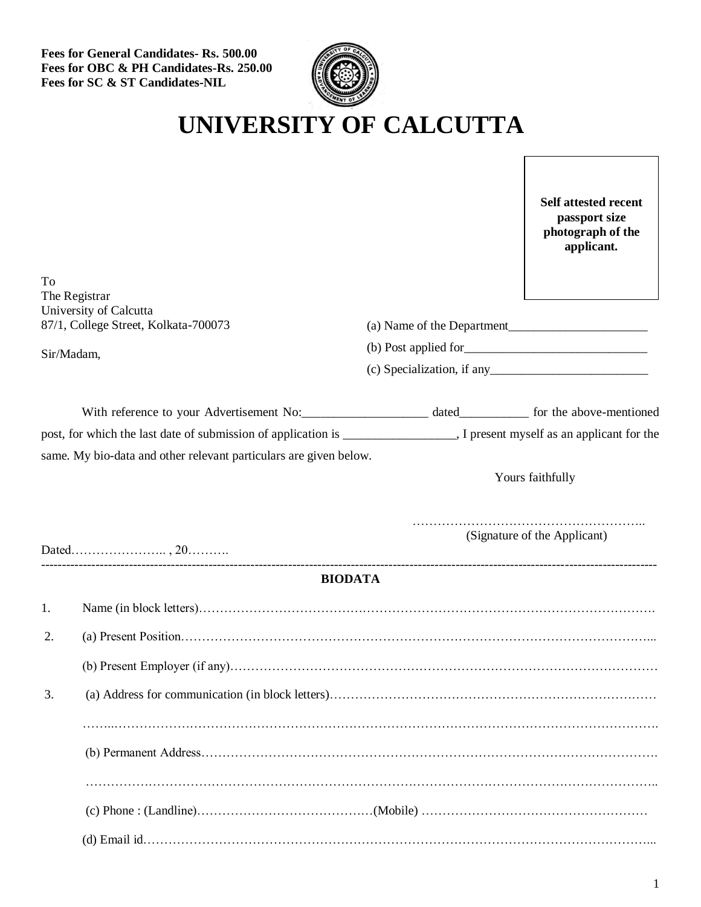**Fees for General Candidates- Rs. 500.00**
**Fees for OBC & PH Candidates-Rs. 250.00**
**Fees for SC & ST Candidates-NIL**

# UNIVERSITY OF CALCUTTA

**Self attested recent passport size photograph of the applicant.**

To
The Registrar
University of Calcutta
87/1, College Street, Kolkata-700073

Sir/Madam,

(a) Name of the Department______________________
(b) Post applied for_____________________________
(c) Specialization, if any_________________________

With reference to your Advertisement No:___________________ dated__________ for the above-mentioned post, for which the last date of submission of application is _________________, I present myself as an applicant for the same. My bio-data and other relevant particulars are given below.

Yours faithfully

………………………………………………..
(Signature of the Applicant)

Dated………………….. , 20……….

---

## BIODATA

1. Name (in block letters)…………………………………………………………………………………………

2. (a) Present Position……………………………………………………………………………………………..

   (b) Present Employer (if any)…………………………………………………………………………………

3. (a) Address for communication (in block letters)………………………………………………………………

   ……..………………………………………………………………………………………………………………….

   (b) Permanent Address…………………………………………………………………………………………….

   ……………………………………………………………………………………………………………………..

   (c) Phone : (Landline)……………………………………(Mobile) ………………………………………………

   (d) Email id……………………………………………………………………………………………………...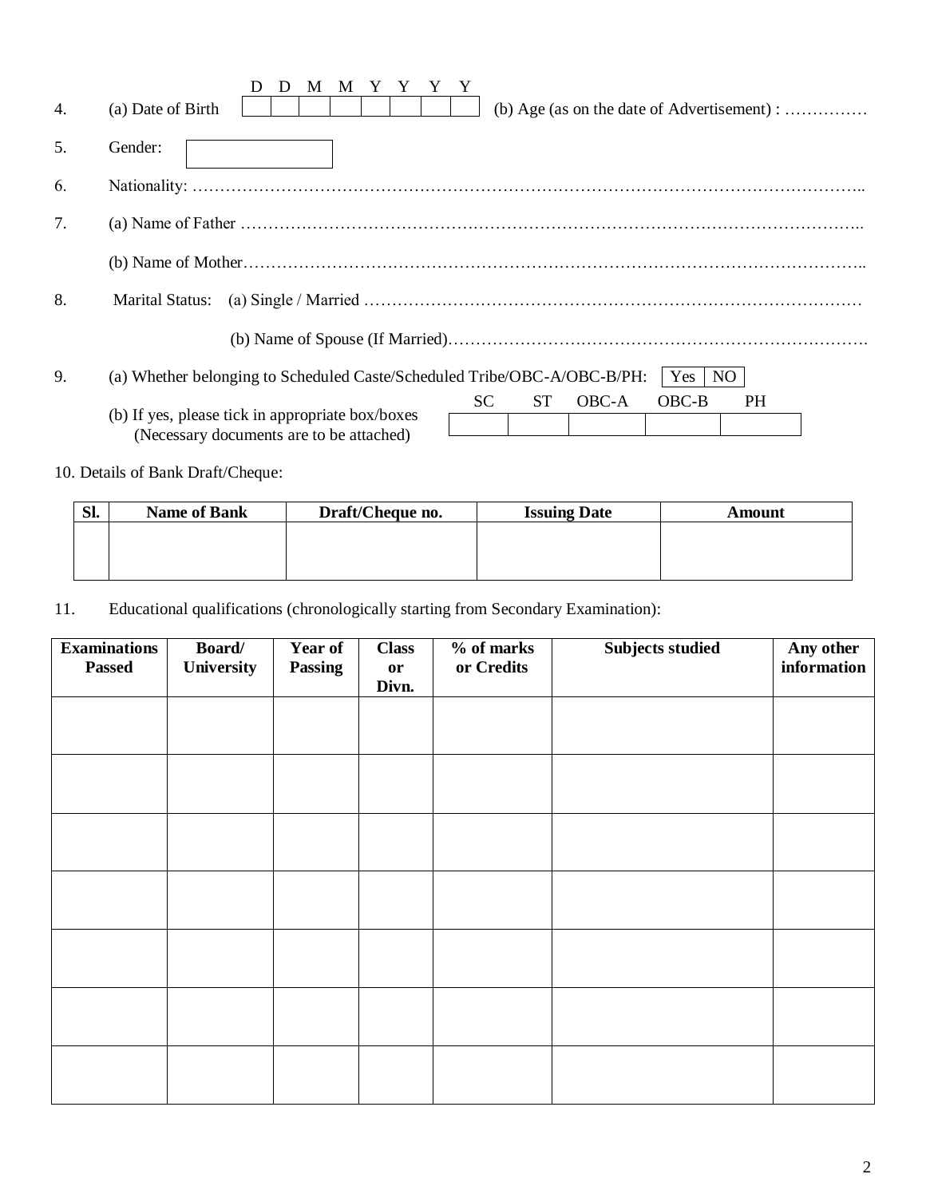4. (a) Date of Birth

| D | D | M | M | Y | Y | Y | Y |
|---|---|---|---|---|---|---|---|
| | | | | | | | |

(b) Age (as on the date of Advertisement) : ……………

5. Gender:

6. Nationality: …………………………………………………………………………………………………………..

7. (a) Name of Father ……………………………………………………………………………………………..

   (b) Name of Mother……………………………………………………………………………………………..

8. Marital Status: (a) Single / Married ………………………………………………………………………………

   (b) Name of Spouse (If Married)………………………………………………………………….

9. (a) Whether belonging to Scheduled Caste/Scheduled Tribe/OBC-A/OBC-B/PH: Yes | NO

   (b) If yes, please tick in appropriate box/boxes (Necessary documents are to be attached)

| SC | ST | OBC-A | OBC-B | PH |
|---|---|---|---|---|
| | | | | |

10. Details of Bank Draft/Cheque:

| Sl. | Name of Bank | Draft/Cheque no. | Issuing Date | Amount |
|---|---|---|---|---|
| | | | | |

11. Educational qualifications (chronologically starting from Secondary Examination):

| Examinations Passed | Board/ University | Year of Passing | Class or Divn. | % of marks or Credits | Subjects studied | Any other information |
|---|---|---|---|---|---|---|
| | | | | | | |
| | | | | | | |
| | | | | | | |
| | | | | | | |
| | | | | | | |
| | | | | | | |
| | | | | | | |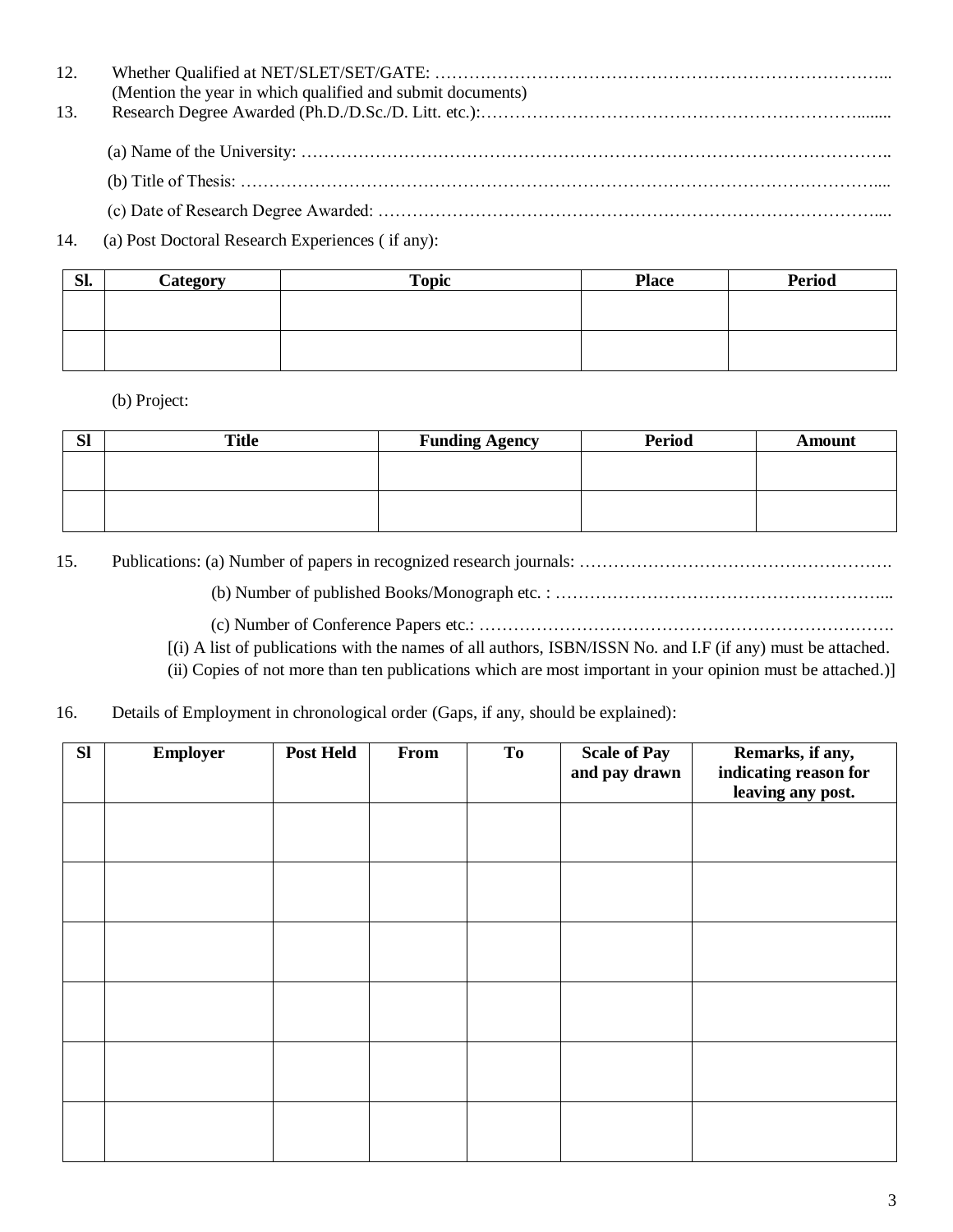12. Whether Qualified at NET/SLET/SET/GATE: ………………………………………………………………………...
(Mention the year in which qualified and submit documents)

13. Research Degree Awarded (Ph.D./D.Sc./D. Litt. etc.):……………………………………………………………........

(a) Name of the University: ……………………………………………………………………………………………..

(b) Title of Thesis: ……………………………………………………………………………………………………....

(c) Date of Research Degree Awarded: ……………………………………………………………………………....

14. (a) Post Doctoral Research Experiences ( if any):

| Sl. | Category | Topic | Place | Period |
|---|---|---|---|---|
| | | | | |
| | | | | |

(b) Project:

| Sl | Title | Funding Agency | Period | Amount |
|---|---|---|---|---|
| | | | | |
| | | | | |

15. Publications: (a) Number of papers in recognized research journals: ……………………………………………….

(b) Number of published Books/Monograph etc. : …………………………………………………...

(c) Number of Conference Papers etc.: ……………………………………………………………….

[(i) A list of publications with the names of all authors, ISBN/ISSN No. and I.F (if any) must be attached.
(ii) Copies of not more than ten publications which are most important in your opinion must be attached.)]

16. Details of Employment in chronological order (Gaps, if any, should be explained):

| Sl | Employer | Post Held | From | To | Scale of Pay and pay drawn | Remarks, if any, indicating reason for leaving any post. |
|---|---|---|---|---|---|---|
| | | | | | | |
| | | | | | | |
| | | | | | | |
| | | | | | | |
| | | | | | | |
| | | | | | | |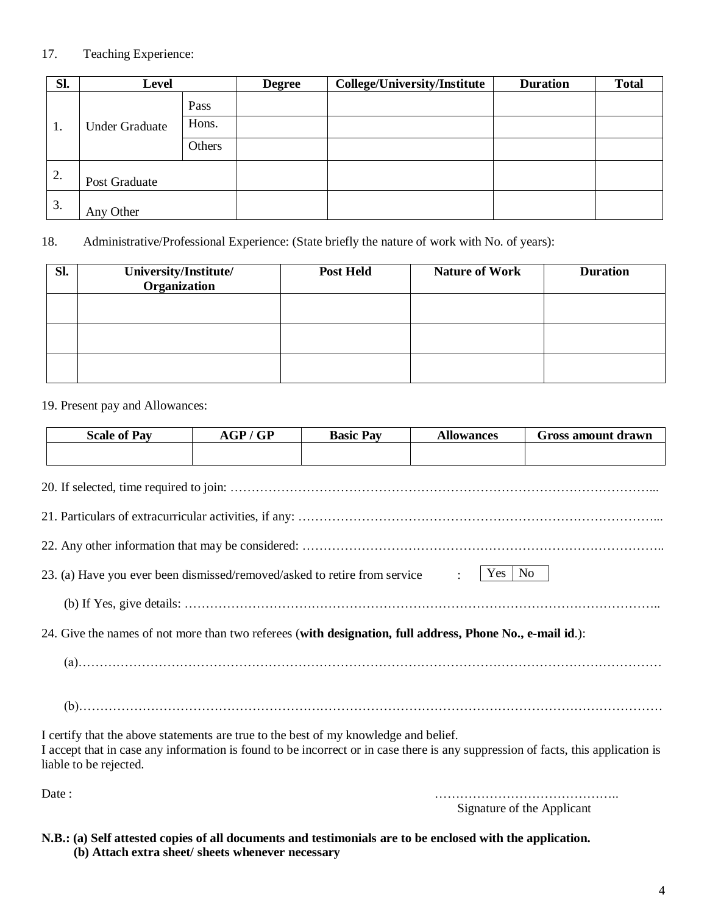17. Teaching Experience:

| Sl. | Level | | Degree | College/University/Institute | Duration | Total |
|---|---|---|---|---|---|---|
| 1. | Under Graduate | Pass | | | | |
| | | Hons. | | | | |
| | | Others | | | | |
| 2. | Post Graduate | | | | | |
| 3. | Any Other | | | | | |

18. Administrative/Professional Experience: (State briefly the nature of work with No. of years):

| Sl. | University/Institute/ Organization | Post Held | Nature of Work | Duration |
|---|---|---|---|---|
| | | | | |
| | | | | |
| | | | | |

19. Present pay and Allowances:

| Scale of Pay | AGP / GP | Basic Pay | Allowances | Gross amount drawn |
|---|---|---|---|---|
| | | | | |

20. If selected, time required to join: ……………………………………………………………………………………...

21. Particulars of extracurricular activities, if any: ………………………………………………………………………...

22. Any other information that may be considered: ……………………………………………………………………..

23. (a) Have you ever been dismissed/removed/asked to retire from service : Yes | No

(b) If Yes, give details: …………………………………………………………………………………………………..

24. Give the names of not more than two referees (**with designation, full address, Phone No., e-mail id**.):

(a)…………………………………………………………………………………………………………………………

(b)…………………………………………………………………………………………………………………………

I certify that the above statements are true to the best of my knowledge and belief.
I accept that in case any information is found to be incorrect or in case there is any suppression of facts, this application is liable to be rejected.

Date :

……………………………………..
Signature of the Applicant

**N.B.: (a) Self attested copies of all documents and testimonials are to be enclosed with the application.**
**(b) Attach extra sheet/ sheets whenever necessary**